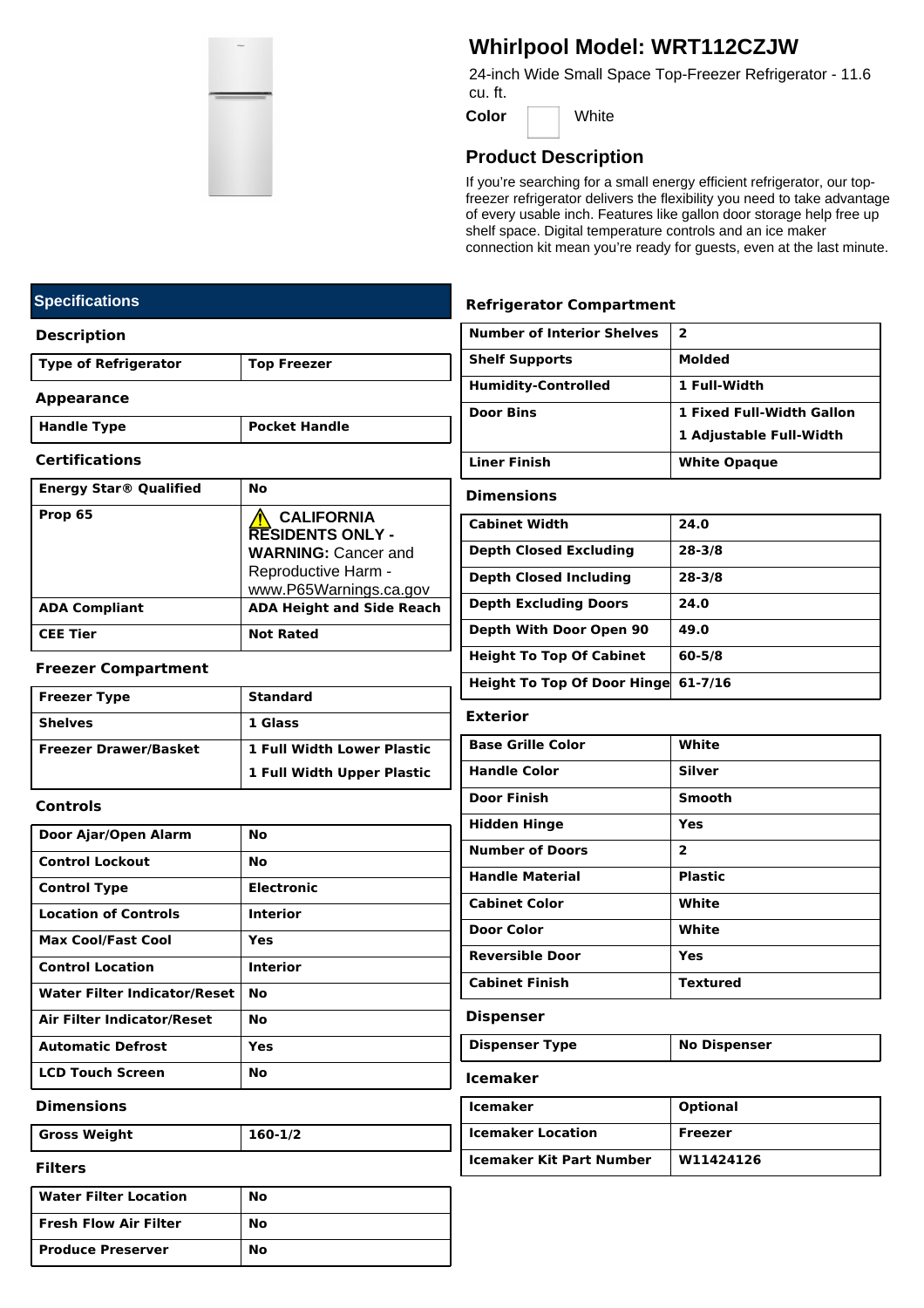# Whirlpool Model: WRT112CZJW

24-inch Wide Small Space Top-Freezer Refrigerator - 11.6 cu. ft.

**Color** White

## Product Description

If you're searching for a small energy efficient refrigerator, our top-freezer refrigerator delivers the flexibility you need to take advantage of every usable inch. Features like gallon door storage help free up shelf space. Digital temperature controls and an ice maker connection kit mean you're ready for guests, even at the last minute.

## Specifications

### Description

| Type of Refrigerator | Top Freezer |
|---|---|

### Appearance

| Handle Type | Pocket Handle |
|---|---|

### Certifications

| Energy Star® Qualified | No |
|---|---|
| Prop 65 | ⚠ CALIFORNIA RESIDENTS ONLY - WARNING: Cancer and Reproductive Harm - www.P65Warnings.ca.gov |
| ADA Compliant | ADA Height and Side Reach |
| CEE Tier | Not Rated |

### Freezer Compartment

| Freezer Type | Standard |
|---|---|
| Shelves | 1 Glass |
| Freezer Drawer/Basket | 1 Full Width Lower Plastic<br>1 Full Width Upper Plastic |

### Controls

| Door Ajar/Open Alarm | No |
|---|---|
| Control Lockout | No |
| Control Type | Electronic |
| Location of Controls | Interior |
| Max Cool/Fast Cool | Yes |
| Control Location | Interior |
| Water Filter Indicator/Reset | No |
| Air Filter Indicator/Reset | No |
| Automatic Defrost | Yes |
| LCD Touch Screen | No |

### Dimensions

| Gross Weight | 160-1/2 |
|---|---|

### Filters

| Water Filter Location | No |
|---|---|
| Fresh Flow Air Filter | No |
| Produce Preserver | No |

### Refrigerator Compartment

| Number of Interior Shelves | 2 |
|---|---|
| Shelf Supports | Molded |
| Humidity-Controlled | 1 Full-Width |
| Door Bins | 1 Fixed Full-Width Gallon<br>1 Adjustable Full-Width |
| Liner Finish | White Opaque |

### Dimensions

| Cabinet Width | 24.0 |
|---|---|
| Depth Closed Excluding | 28-3/8 |
| Depth Closed Including | 28-3/8 |
| Depth Excluding Doors | 24.0 |
| Depth With Door Open 90 | 49.0 |
| Height To Top Of Cabinet | 60-5/8 |
| Height To Top Of Door Hinge | 61-7/16 |

### Exterior

| Base Grille Color | White |
|---|---|
| Handle Color | Silver |
| Door Finish | Smooth |
| Hidden Hinge | Yes |
| Number of Doors | 2 |
| Handle Material | Plastic |
| Cabinet Color | White |
| Door Color | White |
| Reversible Door | Yes |
| Cabinet Finish | Textured |

### Dispenser

| Dispenser Type | No Dispenser |
|---|---|

### Icemaker

| Icemaker | Optional |
|---|---|
| Icemaker Location | Freezer |
| Icemaker Kit Part Number | W11424126 |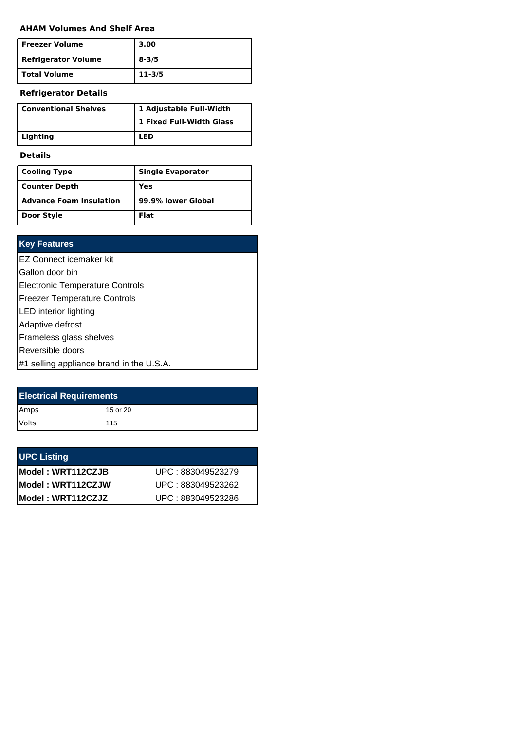### AHAM Volumes And Shelf Area

| | |
|---|---|
| **Freezer Volume** | **3.00** |
| **Refrigerator Volume** | **8-3/5** |
| **Total Volume** | **11-3/5** |

### Refrigerator Details

| | |
|---|---|
| **Conventional Shelves** | **1 Adjustable Full-Width**<br>**1 Fixed Full-Width Glass** |
| **Lighting** | **LED** |

### Details

| | |
|---|---|
| **Cooling Type** | **Single Evaporator** |
| **Counter Depth** | **Yes** |
| **Advance Foam Insulation** | **99.9% lower Global** |
| **Door Style** | **Flat** |

## Key Features

- EZ Connect icemaker kit
- Gallon door bin
- Electronic Temperature Controls
- Freezer Temperature Controls
- LED interior lighting
- Adaptive defrost
- Frameless glass shelves
- Reversible doors
- #1 selling appliance brand in the U.S.A.

## Electrical Requirements

| | |
|---|---|
| Amps | 15 or 20 |
| Volts | 115 |

## UPC Listing

| | |
|---|---|
| **Model : WRT112CZJB** | UPC : 883049523279 |
| **Model : WRT112CZJW** | UPC : 883049523262 |
| **Model : WRT112CZJZ** | UPC : 883049523286 |